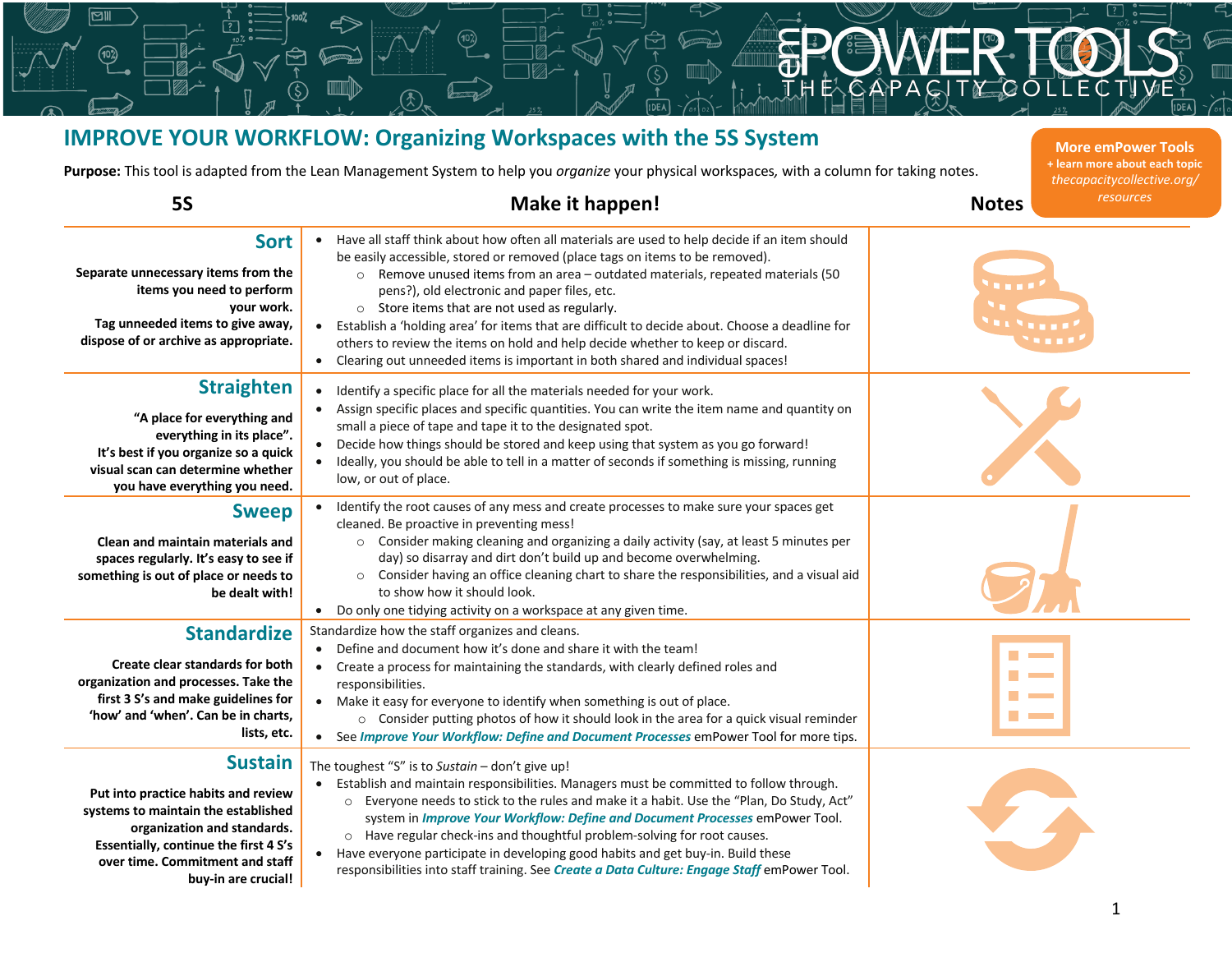# IMPROVE YOUR WORKFLOW: Organizing Workspaces with the 5S System

**More emPower Tools**
**+ learn more about each topic**
*thecapacitycollective.org/resources*

**Purpose:** This tool is adapted from the Lean Management System to help you *organize* your physical workspaces, with a column for taking notes.

| 5S | Make it happen! | Notes |
|---|---|---|
| **Sort**<br><br>**Separate unnecessary items from the items you need to perform your work. Tag unneeded items to give away, dispose of or archive as appropriate.** | • Have all staff think about how often all materials are used to help decide if an item should be easily accessible, stored or removed (place tags on items to be removed).<br>&nbsp;&nbsp;&nbsp;&nbsp;○ Remove unused items from an area – outdated materials, repeated materials (50 pens?), old electronic and paper files, etc.<br>&nbsp;&nbsp;&nbsp;&nbsp;○ Store items that are not used as regularly.<br>• Establish a 'holding area' for items that are difficult to decide about. Choose a deadline for others to review the items on hold and help decide whether to keep or discard.<br>• Clearing out unneeded items is important in both shared and individual spaces! | |
| **Straighten**<br><br>**"A place for everything and everything in its place". It's best if you organize so a quick visual scan can determine whether you have everything you need.** | • Identify a specific place for all the materials needed for your work.<br>• Assign specific places and specific quantities. You can write the item name and quantity on small a piece of tape and tape it to the designated spot.<br>• Decide how things should be stored and keep using that system as you go forward!<br>• Ideally, you should be able to tell in a matter of seconds if something is missing, running low, or out of place. | |
| **Sweep**<br><br>**Clean and maintain materials and spaces regularly. It's easy to see if something is out of place or needs to be dealt with!** | • Identify the root causes of any mess and create processes to make sure your spaces get cleaned. Be proactive in preventing mess!<br>&nbsp;&nbsp;&nbsp;&nbsp;○ Consider making cleaning and organizing a daily activity (say, at least 5 minutes per day) so disarray and dirt don't build up and become overwhelming.<br>&nbsp;&nbsp;&nbsp;&nbsp;○ Consider having an office cleaning chart to share the responsibilities, and a visual aid to show how it should look.<br>• Do only one tidying activity on a workspace at any given time. | |
| **Standardize**<br><br>**Create clear standards for both organization and processes. Take the first 3 S's and make guidelines for 'how' and 'when'. Can be in charts, lists, etc.** | Standardize how the staff organizes and cleans.<br>• Define and document how it's done and share it with the team!<br>• Create a process for maintaining the standards, with clearly defined roles and responsibilities.<br>• Make it easy for everyone to identify when something is out of place.<br>&nbsp;&nbsp;&nbsp;&nbsp;○ Consider putting photos of how it should look in the area for a quick visual reminder<br>• See ***Improve Your Workflow: Define and Document Processes*** emPower Tool for more tips. | |
| **Sustain**<br><br>**Put into practice habits and review systems to maintain the established organization and standards. Essentially, continue the first 4 S's over time. Commitment and staff buy-in are crucial!** | The toughest "S" is to *Sustain* – don't give up!<br>• Establish and maintain responsibilities. Managers must be committed to follow through.<br>&nbsp;&nbsp;&nbsp;&nbsp;○ Everyone needs to stick to the rules and make it a habit. Use the "Plan, Do Study, Act" system in ***Improve Your Workflow: Define and Document Processes*** emPower Tool.<br>&nbsp;&nbsp;&nbsp;&nbsp;○ Have regular check-ins and thoughtful problem-solving for root causes.<br>• Have everyone participate in developing good habits and get buy-in. Build these responsibilities into staff training. See ***Create a Data Culture: Engage Staff*** emPower Tool. | |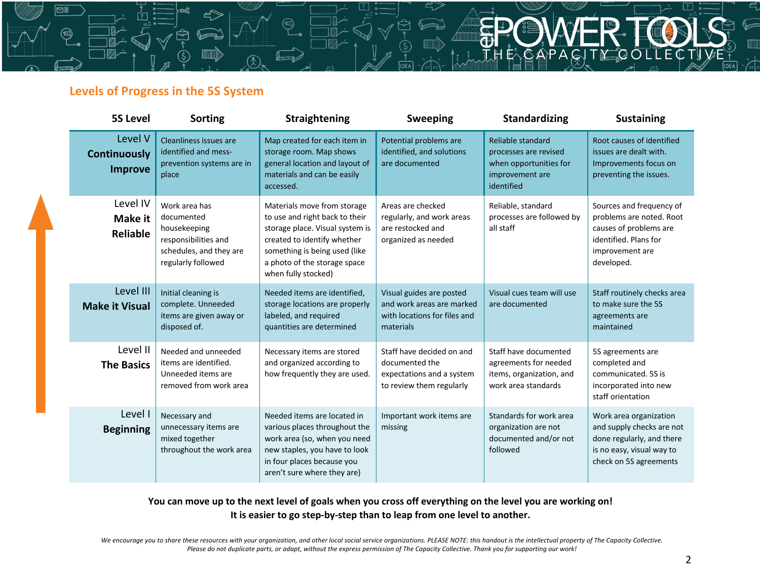## Levels of Progress in the 5S System

| 5S Level | Sorting | Straightening | Sweeping | Standardizing | Sustaining |
|---|---|---|---|---|---|
| Level V **Continuously Improve** | Cleanliness issues are identified and mess-prevention systems are in place | Map created for each item in storage room. Map shows general location and layout of materials and can be easily accessed. | Potential problems are identified, and solutions are documented | Reliable standard processes are revised when opportunities for improvement are identified | Root causes of identified issues are dealt with. Improvements focus on preventing the issues. |
| Level IV **Make it Reliable** | Work area has documented housekeeping responsibilities and schedules, and they are regularly followed | Materials move from storage to use and right back to their storage place. Visual system is created to identify whether something is being used (like a photo of the storage space when fully stocked) | Areas are checked regularly, and work areas are restocked and organized as needed | Reliable, standard processes are followed by all staff | Sources and frequency of problems are noted. Root causes of problems are identified. Plans for improvement are developed. |
| Level III **Make it Visual** | Initial cleaning is complete. Unneeded items are given away or disposed of. | Needed items are identified, storage locations are properly labeled, and required quantities are determined | Visual guides are posted and work areas are marked with locations for files and materials | Visual cues team will use are documented | Staff routinely checks area to make sure the 5S agreements are maintained |
| Level II **The Basics** | Needed and unneeded items are identified. Unneeded items are removed from work area | Necessary items are stored and organized according to how frequently they are used. | Staff have decided on and documented the expectations and a system to review them regularly | Staff have documented agreements for needed items, organization, and work area standards | 5S agreements are completed and communicated. 5S is incorporated into new staff orientation |
| Level I **Beginning** | Necessary and unnecessary items are mixed together throughout the work area | Needed items are located in various places throughout the work area (so, when you need new staples, you have to look in four places because you aren't sure where they are) | Important work items are missing | Standards for work area organization are not documented and/or not followed | Work area organization and supply checks are not done regularly, and there is no easy, visual way to check on 5S agreements |

**You can move up to the next level of goals when you cross off everything on the level you are working on!**
**It is easier to go step-by-step than to leap from one level to another.**

*We encourage you to share these resources with your organization, and other local social service organizations. PLEASE NOTE: this handout is the intellectual property of The Capacity Collective. Please do not duplicate parts, or adapt, without the express permission of The Capacity Collective. Thank you for supporting our work!*